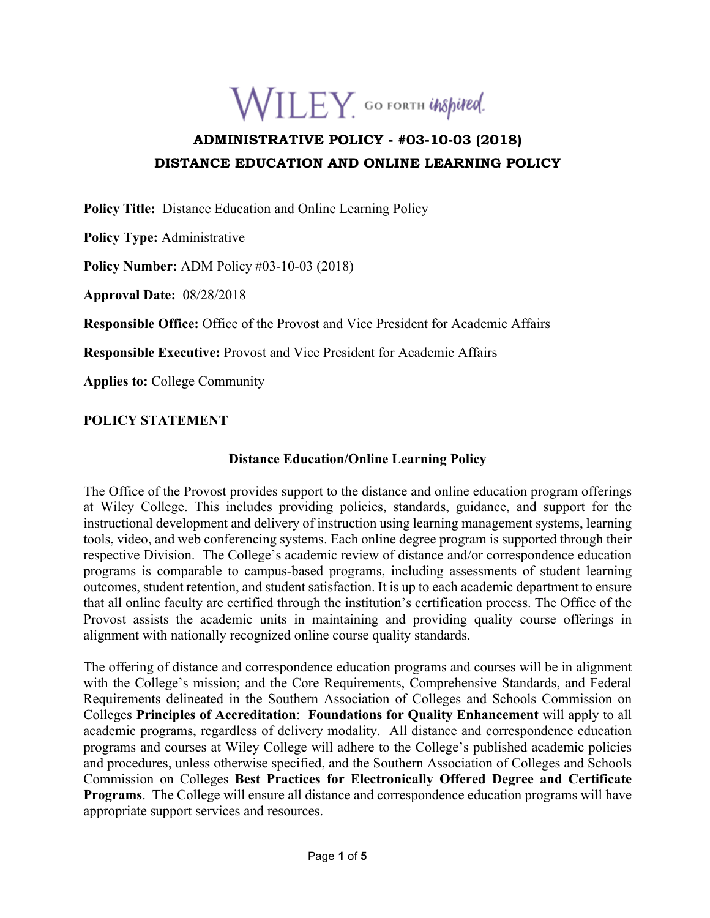WILEY. GO FORTH *inspired.*

# ADMINISTRATIVE POLICY - #03-10-03 (2018)
# DISTANCE EDUCATION AND ONLINE LEARNING POLICY

**Policy Title:** Distance Education and Online Learning Policy

**Policy Type:** Administrative

**Policy Number:** ADM Policy #03-10-03 (2018)

**Approval Date:** 08/28/2018

**Responsible Office:** Office of the Provost and Vice President for Academic Affairs

**Responsible Executive:** Provost and Vice President for Academic Affairs

**Applies to:** College Community

## POLICY STATEMENT

### Distance Education/Online Learning Policy

The Office of the Provost provides support to the distance and online education program offerings at Wiley College. This includes providing policies, standards, guidance, and support for the instructional development and delivery of instruction using learning management systems, learning tools, video, and web conferencing systems. Each online degree program is supported through their respective Division. The College's academic review of distance and/or correspondence education programs is comparable to campus-based programs, including assessments of student learning outcomes, student retention, and student satisfaction. It is up to each academic department to ensure that all online faculty are certified through the institution's certification process. The Office of the Provost assists the academic units in maintaining and providing quality course offerings in alignment with nationally recognized online course quality standards.

The offering of distance and correspondence education programs and courses will be in alignment with the College's mission; and the Core Requirements, Comprehensive Standards, and Federal Requirements delineated in the Southern Association of Colleges and Schools Commission on Colleges **Principles of Accreditation**: **Foundations for Quality Enhancement** will apply to all academic programs, regardless of delivery modality. All distance and correspondence education programs and courses at Wiley College will adhere to the College's published academic policies and procedures, unless otherwise specified, and the Southern Association of Colleges and Schools Commission on Colleges **Best Practices for Electronically Offered Degree and Certificate Programs**. The College will ensure all distance and correspondence education programs will have appropriate support services and resources.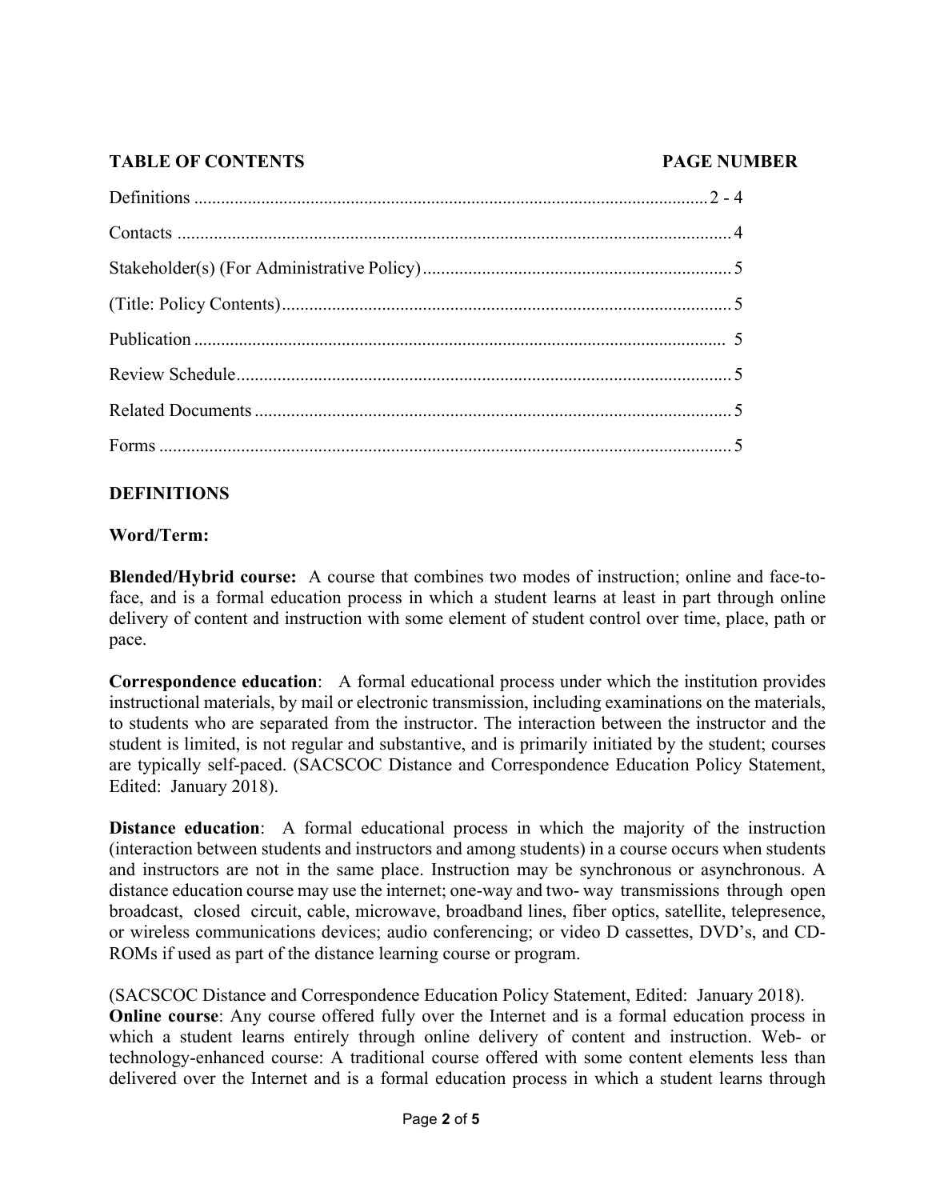| TABLE OF CONTENTS | PAGE NUMBER |
| --- | --- |
| Definitions | 2 - 4 |
| Contacts | 4 |
| Stakeholder(s) (For Administrative Policy) | 5 |
| (Title: Policy Contents) | 5 |
| Publication | 5 |
| Review Schedule | 5 |
| Related Documents | 5 |
| Forms | 5 |

## DEFINITIONS

**Word/Term:**

**Blended/Hybrid course:** A course that combines two modes of instruction; online and face-to-face, and is a formal education process in which a student learns at least in part through online delivery of content and instruction with some element of student control over time, place, path or pace.

**Correspondence education**: A formal educational process under which the institution provides instructional materials, by mail or electronic transmission, including examinations on the materials, to students who are separated from the instructor. The interaction between the instructor and the student is limited, is not regular and substantive, and is primarily initiated by the student; courses are typically self-paced. (SACSCOC Distance and Correspondence Education Policy Statement, Edited: January 2018).

**Distance education**: A formal educational process in which the majority of the instruction (interaction between students and instructors and among students) in a course occurs when students and instructors are not in the same place. Instruction may be synchronous or asynchronous. A distance education course may use the internet; one-way and two- way transmissions through open broadcast, closed circuit, cable, microwave, broadband lines, fiber optics, satellite, telepresence, or wireless communications devices; audio conferencing; or video D cassettes, DVD's, and CD-ROMs if used as part of the distance learning course or program.

(SACSCOC Distance and Correspondence Education Policy Statement, Edited: January 2018).

**Online course**: Any course offered fully over the Internet and is a formal education process in which a student learns entirely through online delivery of content and instruction. Web- or technology-enhanced course: A traditional course offered with some content elements less than delivered over the Internet and is a formal education process in which a student learns through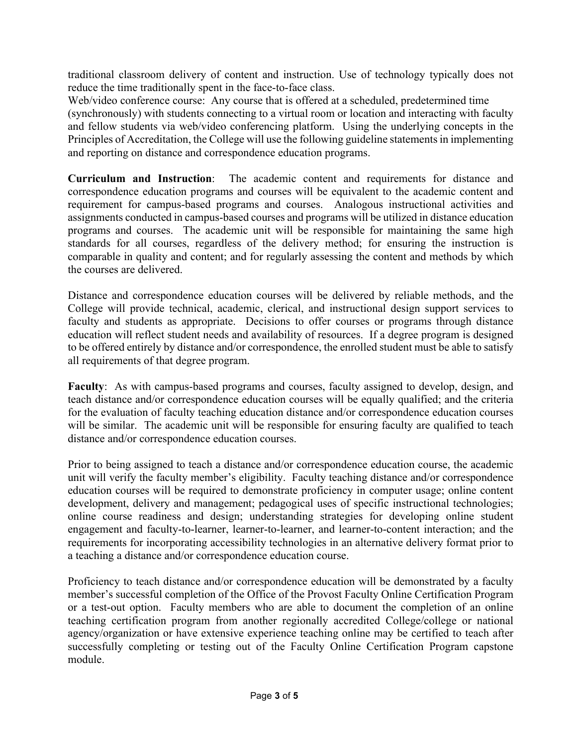traditional classroom delivery of content and instruction. Use of technology typically does not reduce the time traditionally spent in the face-to-face class.

Web/video conference course: Any course that is offered at a scheduled, predetermined time (synchronously) with students connecting to a virtual room or location and interacting with faculty and fellow students via web/video conferencing platform. Using the underlying concepts in the Principles of Accreditation, the College will use the following guideline statements in implementing and reporting on distance and correspondence education programs.

**Curriculum and Instruction**: The academic content and requirements for distance and correspondence education programs and courses will be equivalent to the academic content and requirement for campus-based programs and courses. Analogous instructional activities and assignments conducted in campus-based courses and programs will be utilized in distance education programs and courses. The academic unit will be responsible for maintaining the same high standards for all courses, regardless of the delivery method; for ensuring the instruction is comparable in quality and content; and for regularly assessing the content and methods by which the courses are delivered.

Distance and correspondence education courses will be delivered by reliable methods, and the College will provide technical, academic, clerical, and instructional design support services to faculty and students as appropriate. Decisions to offer courses or programs through distance education will reflect student needs and availability of resources. If a degree program is designed to be offered entirely by distance and/or correspondence, the enrolled student must be able to satisfy all requirements of that degree program.

**Faculty**: As with campus-based programs and courses, faculty assigned to develop, design, and teach distance and/or correspondence education courses will be equally qualified; and the criteria for the evaluation of faculty teaching education distance and/or correspondence education courses will be similar. The academic unit will be responsible for ensuring faculty are qualified to teach distance and/or correspondence education courses.

Prior to being assigned to teach a distance and/or correspondence education course, the academic unit will verify the faculty member's eligibility. Faculty teaching distance and/or correspondence education courses will be required to demonstrate proficiency in computer usage; online content development, delivery and management; pedagogical uses of specific instructional technologies; online course readiness and design; understanding strategies for developing online student engagement and faculty-to-learner, learner-to-learner, and learner-to-content interaction; and the requirements for incorporating accessibility technologies in an alternative delivery format prior to a teaching a distance and/or correspondence education course.

Proficiency to teach distance and/or correspondence education will be demonstrated by a faculty member's successful completion of the Office of the Provost Faculty Online Certification Program or a test-out option. Faculty members who are able to document the completion of an online teaching certification program from another regionally accredited College/college or national agency/organization or have extensive experience teaching online may be certified to teach after successfully completing or testing out of the Faculty Online Certification Program capstone module.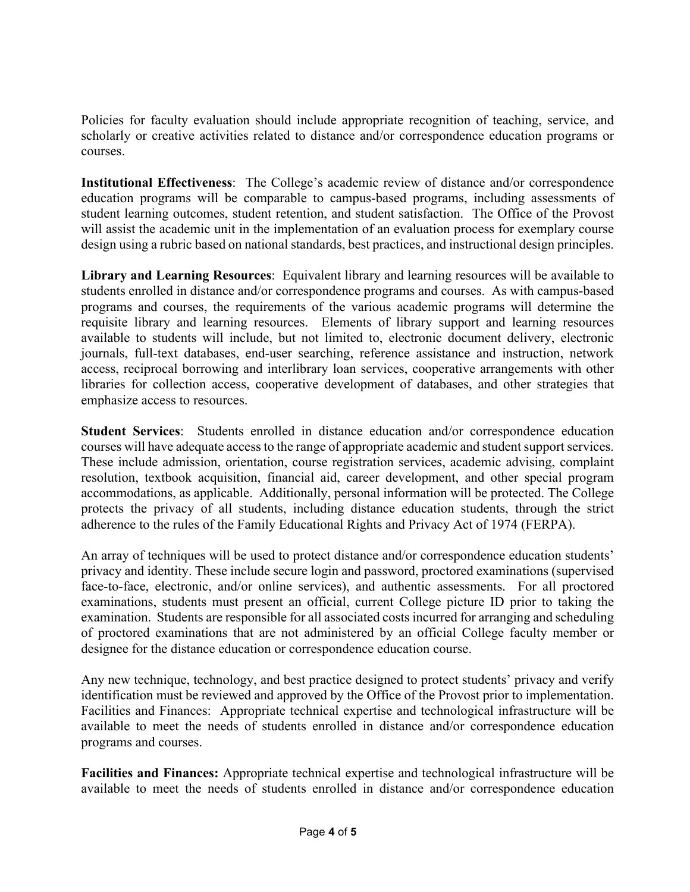Policies for faculty evaluation should include appropriate recognition of teaching, service, and scholarly or creative activities related to distance and/or correspondence education programs or courses.

**Institutional Effectiveness**: The College's academic review of distance and/or correspondence education programs will be comparable to campus-based programs, including assessments of student learning outcomes, student retention, and student satisfaction. The Office of the Provost will assist the academic unit in the implementation of an evaluation process for exemplary course design using a rubric based on national standards, best practices, and instructional design principles.

**Library and Learning Resources**: Equivalent library and learning resources will be available to students enrolled in distance and/or correspondence programs and courses. As with campus-based programs and courses, the requirements of the various academic programs will determine the requisite library and learning resources. Elements of library support and learning resources available to students will include, but not limited to, electronic document delivery, electronic journals, full-text databases, end-user searching, reference assistance and instruction, network access, reciprocal borrowing and interlibrary loan services, cooperative arrangements with other libraries for collection access, cooperative development of databases, and other strategies that emphasize access to resources.

**Student Services**: Students enrolled in distance education and/or correspondence education courses will have adequate access to the range of appropriate academic and student support services. These include admission, orientation, course registration services, academic advising, complaint resolution, textbook acquisition, financial aid, career development, and other special program accommodations, as applicable. Additionally, personal information will be protected. The College protects the privacy of all students, including distance education students, through the strict adherence to the rules of the Family Educational Rights and Privacy Act of 1974 (FERPA).

An array of techniques will be used to protect distance and/or correspondence education students' privacy and identity. These include secure login and password, proctored examinations (supervised face-to-face, electronic, and/or online services), and authentic assessments. For all proctored examinations, students must present an official, current College picture ID prior to taking the examination. Students are responsible for all associated costs incurred for arranging and scheduling of proctored examinations that are not administered by an official College faculty member or designee for the distance education or correspondence education course.

Any new technique, technology, and best practice designed to protect students' privacy and verify identification must be reviewed and approved by the Office of the Provost prior to implementation. Facilities and Finances: Appropriate technical expertise and technological infrastructure will be available to meet the needs of students enrolled in distance and/or correspondence education programs and courses.

**Facilities and Finances:** Appropriate technical expertise and technological infrastructure will be available to meet the needs of students enrolled in distance and/or correspondence education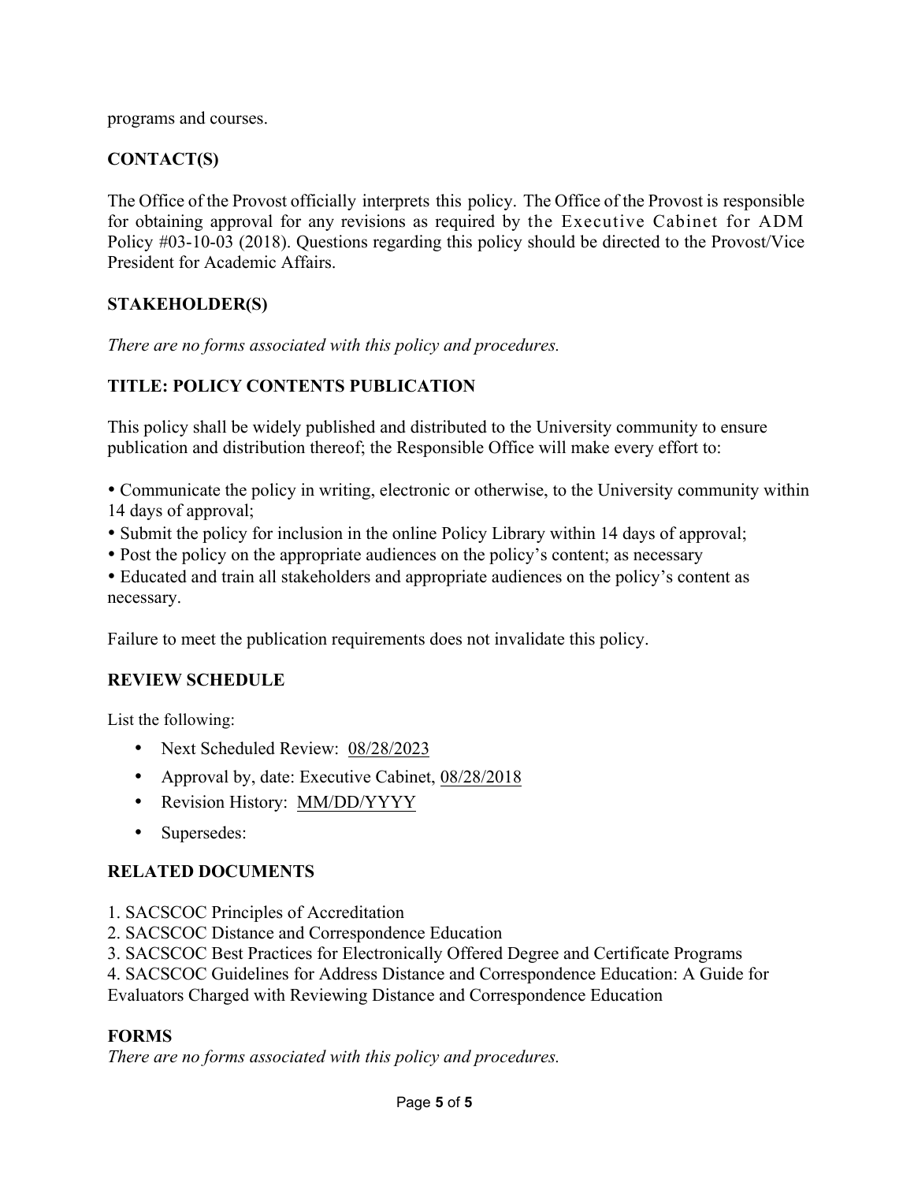programs and courses.

## CONTACT(S)

The Office of the Provost officially interprets this policy. The Office of the Provost is responsible for obtaining approval for any revisions as required by the Executive Cabinet for ADM Policy #03-10-03 (2018). Questions regarding this policy should be directed to the Provost/Vice President for Academic Affairs.

## STAKEHOLDER(S)

*There are no forms associated with this policy and procedures.*

## TITLE: POLICY CONTENTS PUBLICATION

This policy shall be widely published and distributed to the University community to ensure publication and distribution thereof; the Responsible Office will make every effort to:

- Communicate the policy in writing, electronic or otherwise, to the University community within 14 days of approval;
- Submit the policy for inclusion in the online Policy Library within 14 days of approval;
- Post the policy on the appropriate audiences on the policy's content; as necessary
- Educated and train all stakeholders and appropriate audiences on the policy's content as necessary.

Failure to meet the publication requirements does not invalidate this policy.

## REVIEW SCHEDULE

List the following:

- Next Scheduled Review: 08/28/2023
- Approval by, date: Executive Cabinet, 08/28/2018
- Revision History: MM/DD/YYYY
- Supersedes:

## RELATED DOCUMENTS

1. SACSCOC Principles of Accreditation
2. SACSCOC Distance and Correspondence Education
3. SACSCOC Best Practices for Electronically Offered Degree and Certificate Programs
4. SACSCOC Guidelines for Address Distance and Correspondence Education: A Guide for Evaluators Charged with Reviewing Distance and Correspondence Education

## FORMS

*There are no forms associated with this policy and procedures.*